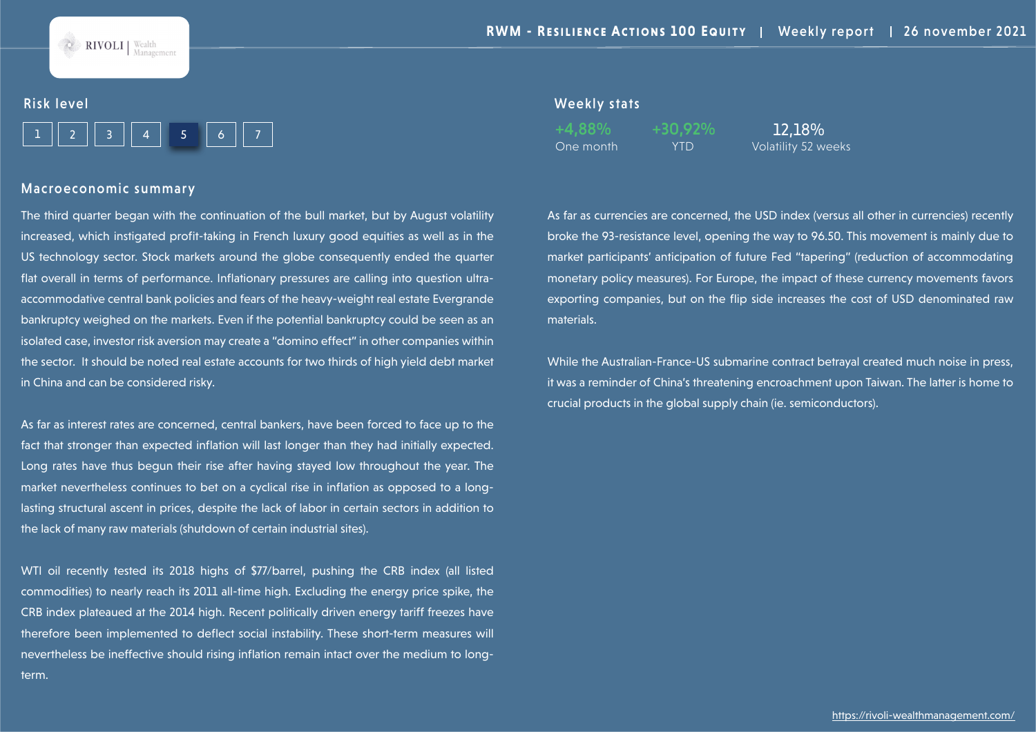RIVOLI | Wealth Management

# RWM - Resilience Actions 100 Equity | Weekly report | 26 november 2021

## Risk level

1 | 2 | 3 | 4 | **5** | 6 | 7

## Weekly stats

| +4,88% | +30,92% | 12,18% |
|---|---|---|
| One month | YTD | Volatility 52 weeks |

## Macroeconomic summary

The third quarter began with the continuation of the bull market, but by August volatility increased, which instigated profit-taking in French luxury good equities as well as in the US technology sector. Stock markets around the globe consequently ended the quarter flat overall in terms of performance. Inflationary pressures are calling into question ultra-accommodative central bank policies and fears of the heavy-weight real estate Evergrande bankruptcy weighed on the markets. Even if the potential bankruptcy could be seen as an isolated case, investor risk aversion may create a "domino effect" in other companies within the sector. It should be noted real estate accounts for two thirds of high yield debt market in China and can be considered risky.

As far as interest rates are concerned, central bankers, have been forced to face up to the fact that stronger than expected inflation will last longer than they had initially expected. Long rates have thus begun their rise after having stayed low throughout the year. The market nevertheless continues to bet on a cyclical rise in inflation as opposed to a long-lasting structural ascent in prices, despite the lack of labor in certain sectors in addition to the lack of many raw materials (shutdown of certain industrial sites).

WTI oil recently tested its 2018 highs of $77/barrel, pushing the CRB index (all listed commodities) to nearly reach its 2011 all-time high. Excluding the energy price spike, the CRB index plateaued at the 2014 high. Recent politically driven energy tariff freezes have therefore been implemented to deflect social instability. These short-term measures will nevertheless be ineffective should rising inflation remain intact over the medium to long-term.

As far as currencies are concerned, the USD index (versus all other in currencies) recently broke the 93-resistance level, opening the way to 96.50. This movement is mainly due to market participants' anticipation of future Fed "tapering" (reduction of accommodating monetary policy measures). For Europe, the impact of these currency movements favors exporting companies, but on the flip side increases the cost of USD denominated raw materials.

While the Australian-France-US submarine contract betrayal created much noise in press, it was a reminder of China's threatening encroachment upon Taiwan. The latter is home to crucial products in the global supply chain (ie. semiconductors).

https://rivoli-wealthmanagement.com/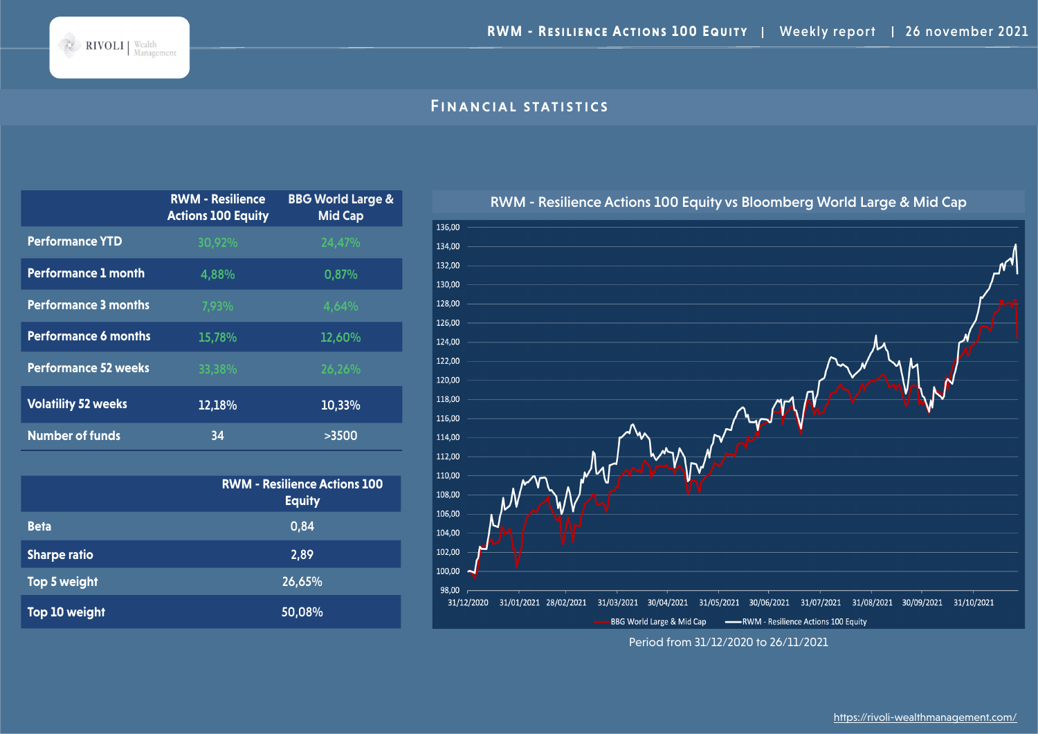## Financial statistics

| | RWM - Resilience Actions 100 Equity | BBG World Large & Mid Cap |
|---|---|---|
| Performance YTD | 30,92% | 24,47% |
| Performance 1 month | 4,88% | 0,87% |
| Performance 3 months | 7,93% | 4,64% |
| Performance 6 months | 15,78% | 12,60% |
| Performance 52 weeks | 33,38% | 26,26% |
| Volatility 52 weeks | 12,18% | 10,33% |
| Number of funds | 34 | >3500 |

| | RWM - Resilience Actions 100 Equity |
|---|---|
| Beta | 0,84 |
| Sharpe ratio | 2,89 |
| Top 5 weight | 26,65% |
| Top 10 weight | 50,08% |

RWM - Resilience Actions 100 Equity vs Bloomberg World Large & Mid Cap

Period from 31/12/2020 to 26/11/2021

https://rivoli-wealthmanagement.com/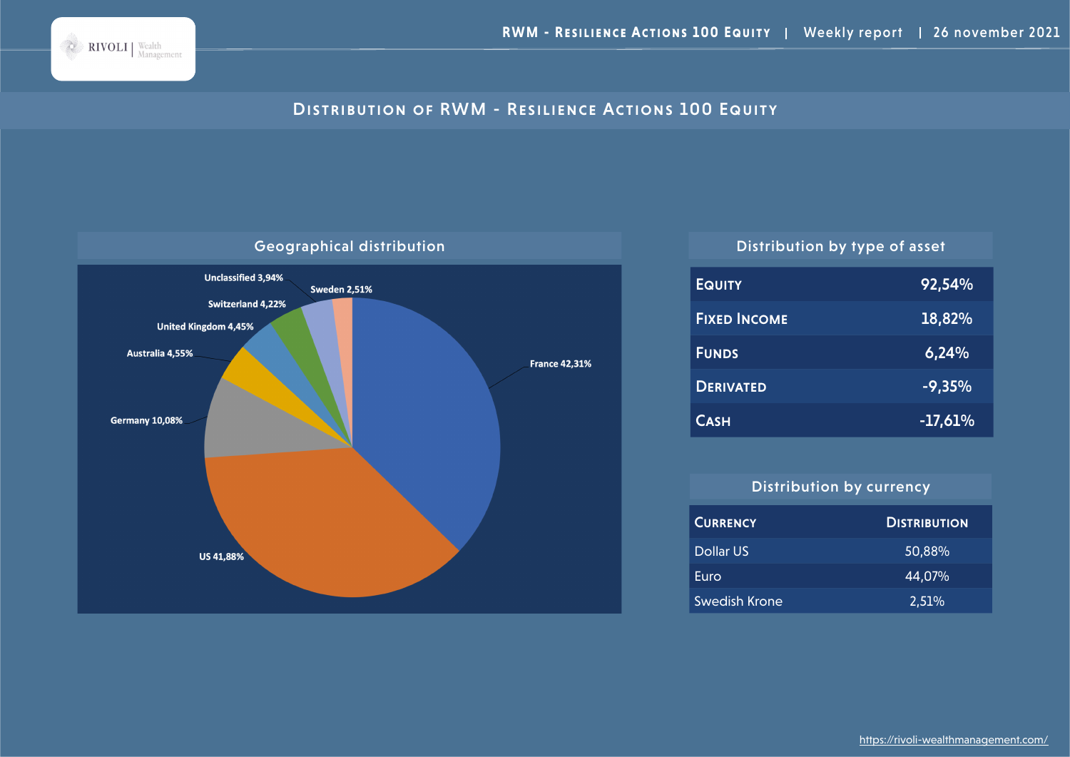# Distribution of RWM - Resilience Actions 100 Equity

## Geographical distribution

| Country | Distribution |
|---|---|
| France | 42,31% |
| US | 41,88% |
| Germany | 10,08% |
| Australia | 4,55% |
| United Kingdom | 4,45% |
| Switzerland | 4,22% |
| Unclassified | 3,94% |
| Sweden | 2,51% |

## Distribution by type of asset

| Type of asset | Distribution |
|---|---|
| Equity | 92,54% |
| Fixed Income | 18,82% |
| Funds | 6,24% |
| Derivated | -9,35% |
| Cash | -17,61% |

## Distribution by currency

| Currency | Distribution |
|---|---|
| Dollar US | 50,88% |
| Euro | 44,07% |
| Swedish Krone | 2,51% |

https://rivoli-wealthmanagement.com/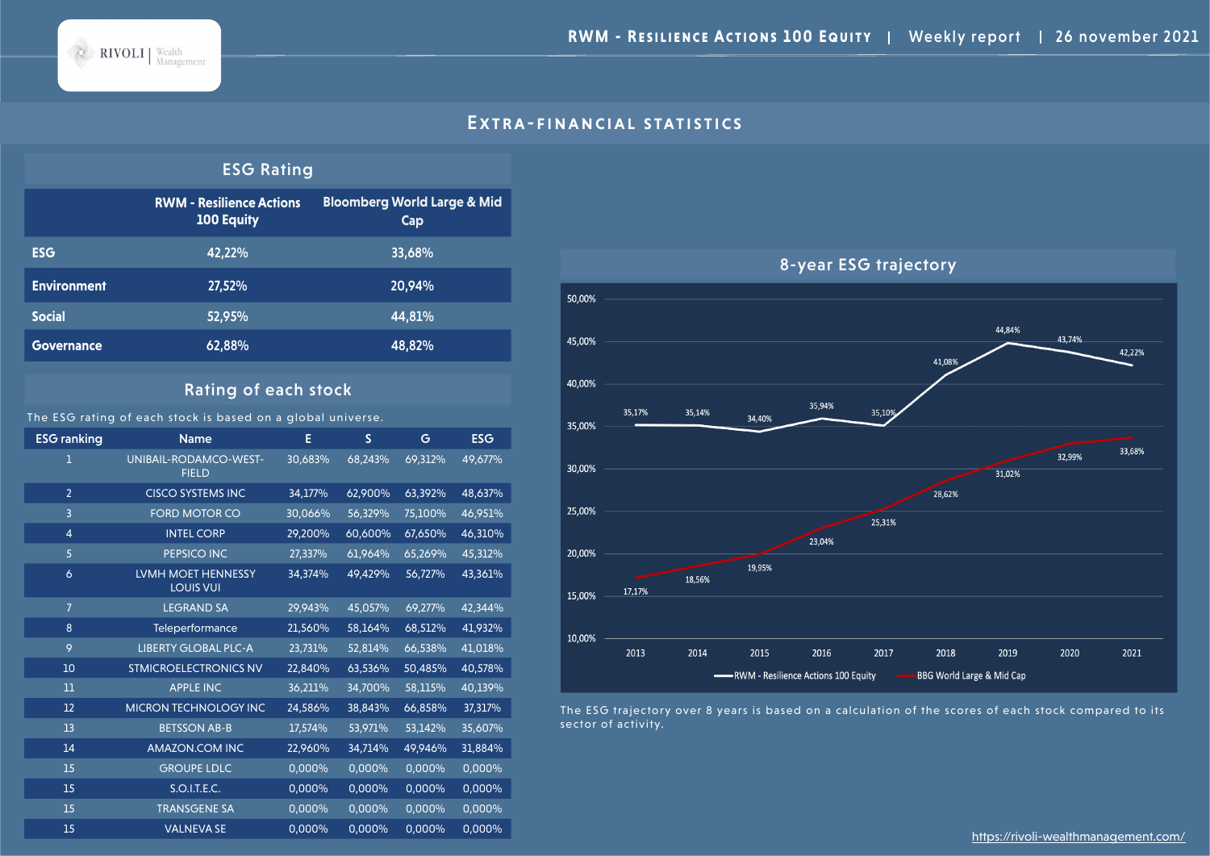## Extra-financial statistics

### ESG Rating

| | RWM - Resilience Actions 100 Equity | Bloomberg World Large & Mid Cap |
|---|---|---|
| ESG | 42,22% | 33,68% |
| Environment | 27,52% | 20,94% |
| Social | 52,95% | 44,81% |
| Governance | 62,88% | 48,82% |

### Rating of each stock

The ESG rating of each stock is based on a global universe.

| ESG ranking | Name | E | S | G | ESG |
|---|---|---|---|---|---|
| 1 | UNIBAIL-RODAMCO-WEST-FIELD | 30,683% | 68,243% | 69,312% | 49,677% |
| 2 | CISCO SYSTEMS INC | 34,177% | 62,900% | 63,392% | 48,637% |
| 3 | FORD MOTOR CO | 30,066% | 56,329% | 75,100% | 46,951% |
| 4 | INTEL CORP | 29,200% | 60,600% | 67,650% | 46,310% |
| 5 | PEPSICO INC | 27,337% | 61,964% | 65,269% | 45,312% |
| 6 | LVMH MOET HENNESSY LOUIS VUI | 34,374% | 49,429% | 56,727% | 43,361% |
| 7 | LEGRAND SA | 29,943% | 45,057% | 69,277% | 42,344% |
| 8 | Teleperformance | 21,560% | 58,164% | 68,512% | 41,932% |
| 9 | LIBERTY GLOBAL PLC-A | 23,731% | 52,814% | 66,538% | 41,018% |
| 10 | STMICROELECTRONICS NV | 22,840% | 63,536% | 50,485% | 40,578% |
| 11 | APPLE INC | 36,211% | 34,700% | 58,115% | 40,139% |
| 12 | MICRON TECHNOLOGY INC | 24,586% | 38,843% | 66,858% | 37,317% |
| 13 | BETSSON AB-B | 17,574% | 53,971% | 53,142% | 35,607% |
| 14 | AMAZON.COM INC | 22,960% | 34,714% | 49,946% | 31,884% |
| 15 | GROUPE LDLC | 0,000% | 0,000% | 0,000% | 0,000% |
| 15 | S.O.I.T.E.C. | 0,000% | 0,000% | 0,000% | 0,000% |
| 15 | TRANSGENE SA | 0,000% | 0,000% | 0,000% | 0,000% |
| 15 | VALNEVA SE | 0,000% | 0,000% | 0,000% | 0,000% |

### 8-year ESG trajectory

| Year | RWM - Resilience Actions 100 Equity | BBG World Large & Mid Cap |
|---|---|---|
| 2013 | 35,17% | 17,17% |
| 2014 | 35,14% | 18,56% |
| 2015 | 34,40% | 19,95% |
| 2016 | 35,94% | 23,04% |
| 2017 | 35,10% | 25,31% |
| 2018 | 41,08% | 28,62% |
| 2019 | 44,84% | 31,02% |
| 2020 | 43,74% | 32,99% |
| 2021 | 42,22% | 33,68% |

The ESG trajectory over 8 years is based on a calculation of the scores of each stock compared to its sector of activity.

https://rivoli-wealthmanagement.com/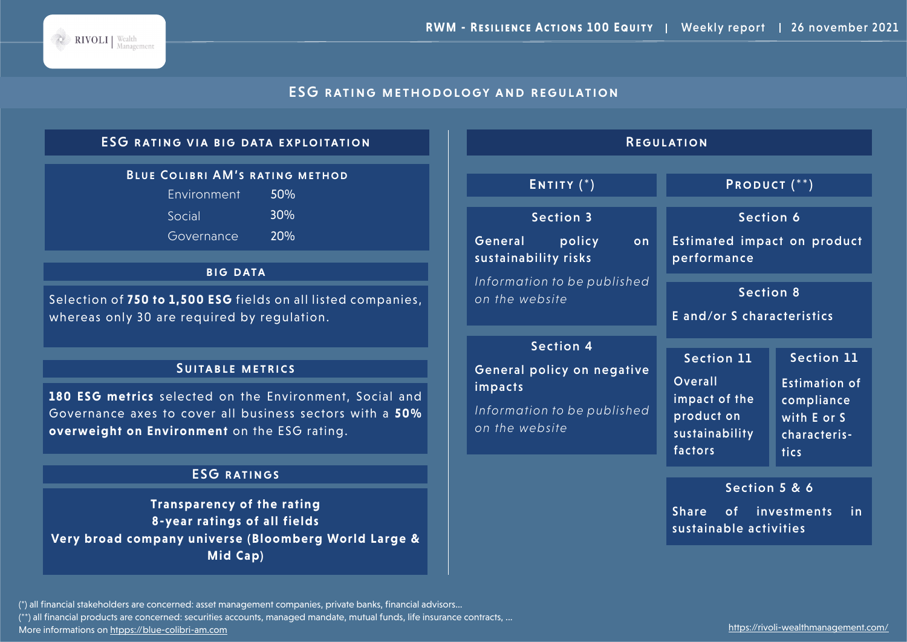# ESG rating methodology and regulation

## ESG rating via big data exploitation

### Blue Colibri AM's rating method

| | |
|---|---|
| Environment | 50% |
| Social | 30% |
| Governance | 20% |

### Big data

Selection of **750 to 1,500 ESG** fields on all listed companies, whereas only 30 are required by regulation.

### Suitable metrics

**180 ESG metrics** selected on the Environment, Social and Governance axes to cover all business sectors with a **50% overweight on Environment** on the ESG rating.

### ESG ratings

**Transparency of the rating**
**8-year ratings of all fields**
**Very broad company universe (Bloomberg World Large & Mid Cap)**

## Regulation

### Entity (*)

**Section 3**

General policy on sustainability risks

*Information to be published on the website*

**Section 4**

General policy on negative impacts

*Information to be published on the website*

### Product (**)

**Section 6**

Estimated impact on product performance

**Section 8**

E and/or S characteristics

**Section 11**

Overall impact of the product on sustainability factors

**Section 11**

Estimation of compliance with E or S characteristics

**Section 5 & 6**

Share of investments in sustainable activities

(*) all financial stakeholders are concerned: asset management companies, private banks, financial advisors...
(**) all financial products are concerned: securities accounts, managed mandate, mutual funds, life insurance contracts, ...
More informations on https://blue-colibri-am.com

https://rivoli-wealthmanagement.com/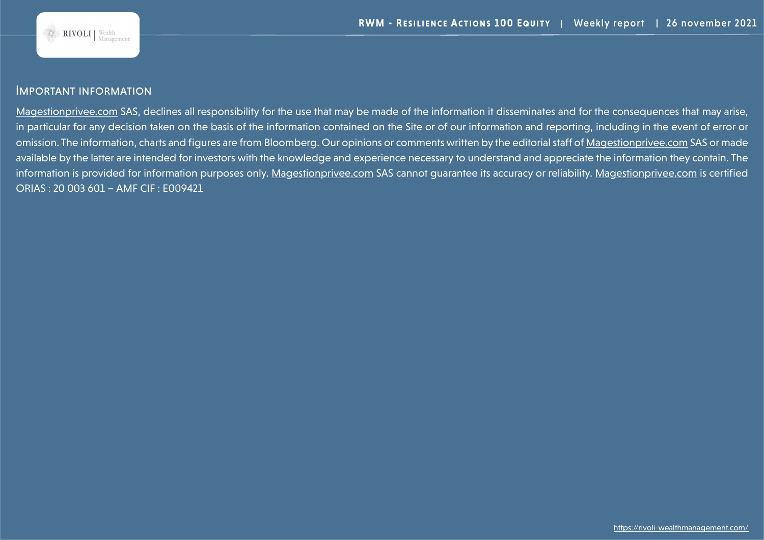## Important information

Magestionprivee.com SAS, declines all responsibility for the use that may be made of the information it disseminates and for the consequences that may arise, in particular for any decision taken on the basis of the information contained on the Site or of our information and reporting, including in the event of error or omission. The information, charts and figures are from Bloomberg. Our opinions or comments written by the editorial staff of Magestionprivee.com SAS or made available by the latter are intended for investors with the knowledge and experience necessary to understand and appreciate the information they contain. The information is provided for information purposes only. Magestionprivee.com SAS cannot guarantee its accuracy or reliability. Magestionprivee.com is certified ORIAS : 20 003 601 – AMF CIF : E009421